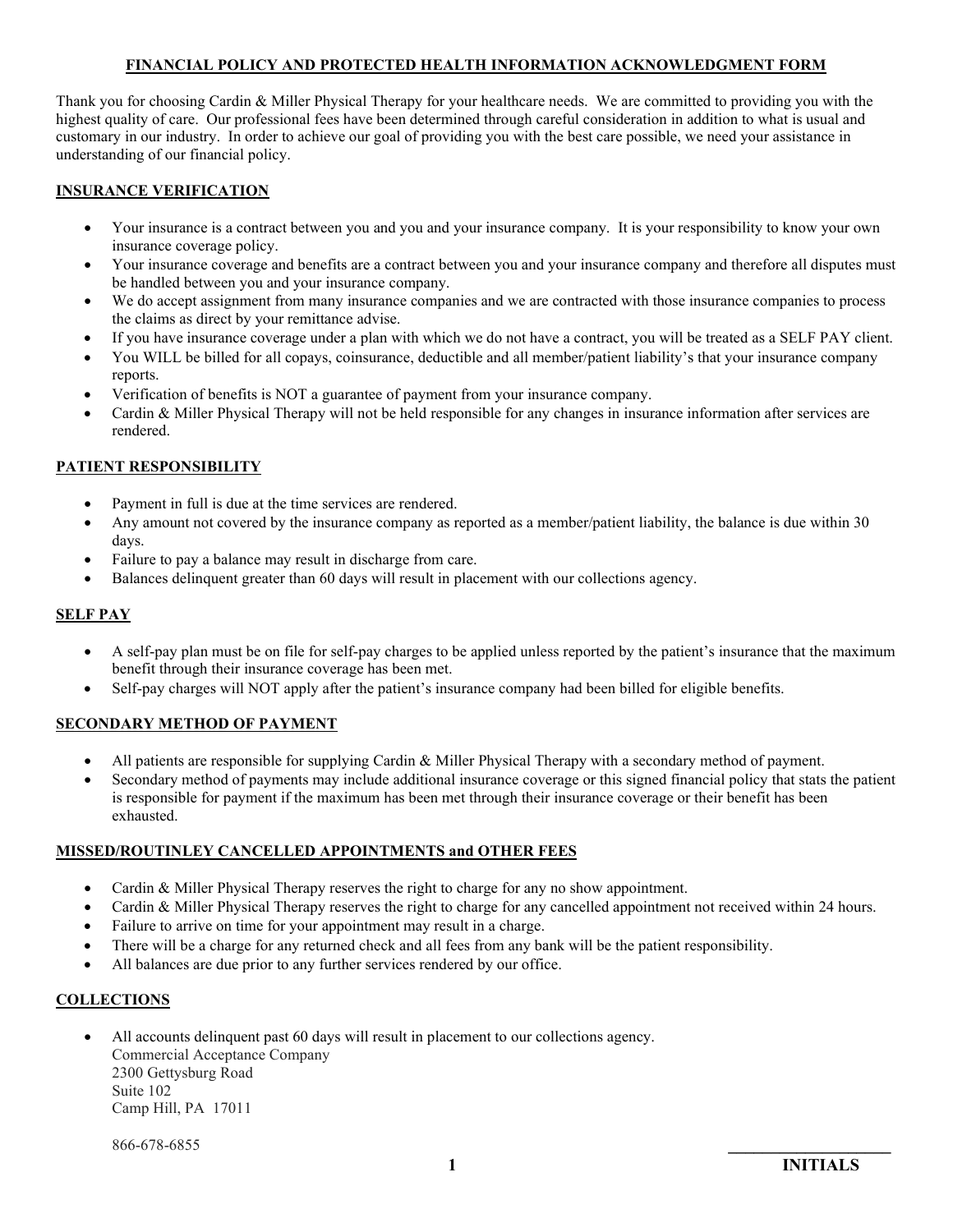# FINANCIAL POLICY AND PROTECTED HEALTH INFORMATION ACKNOWLEDGMENT FORM

Thank you for choosing Cardin & Miller Physical Therapy for your healthcare needs. We are committed to providing you with the highest quality of care. Our professional fees have been determined through careful consideration in addition to what is usual and customary in our industry. In order to achieve our goal of providing you with the best care possible, we need your assistance in understanding of our financial policy.

## INSURANCE VERIFICATION

- Your insurance is a contract between you and you and your insurance company. It is your responsibility to know your own insurance coverage policy.
- Your insurance coverage and benefits are a contract between you and your insurance company and therefore all disputes must be handled between you and your insurance company.
- We do accept assignment from many insurance companies and we are contracted with those insurance companies to process the claims as direct by your remittance advise.
- If you have insurance coverage under a plan with which we do not have a contract, you will be treated as a SELF PAY client.
- You WILL be billed for all copays, coinsurance, deductible and all member/patient liability's that your insurance company reports.
- Verification of benefits is NOT a guarantee of payment from your insurance company.
- Cardin & Miller Physical Therapy will not be held responsible for any changes in insurance information after services are rendered.

## PATIENT RESPONSIBILITY

- Payment in full is due at the time services are rendered.
- Any amount not covered by the insurance company as reported as a member/patient liability, the balance is due within 30 days.
- Failure to pay a balance may result in discharge from care.
- Balances delinquent greater than 60 days will result in placement with our collections agency.

## SELF PAY

- A self-pay plan must be on file for self-pay charges to be applied unless reported by the patient's insurance that the maximum benefit through their insurance coverage has been met.
- Self-pay charges will NOT apply after the patient's insurance company had been billed for eligible benefits.

## SECONDARY METHOD OF PAYMENT

- All patients are responsible for supplying Cardin & Miller Physical Therapy with a secondary method of payment.
- Secondary method of payments may include additional insurance coverage or this signed financial policy that stats the patient is responsible for payment if the maximum has been met through their insurance coverage or their benefit has been exhausted.

## MISSED/ROUTINLEY CANCELLED APPOINTMENTS and OTHER FEES

- Cardin & Miller Physical Therapy reserves the right to charge for any no show appointment.
- Cardin & Miller Physical Therapy reserves the right to charge for any cancelled appointment not received within 24 hours.
- Failure to arrive on time for your appointment may result in a charge.
- There will be a charge for any returned check and all fees from any bank will be the patient responsibility.
- All balances are due prior to any further services rendered by our office.

## COLLECTIONS

- All accounts delinquent past 60 days will result in placement to our collections agency.
  Commercial Acceptance Company
  2300 Gettysburg Road
  Suite 102
  Camp Hill, PA 17011

  866-678-6855

____________________ **INITIALS**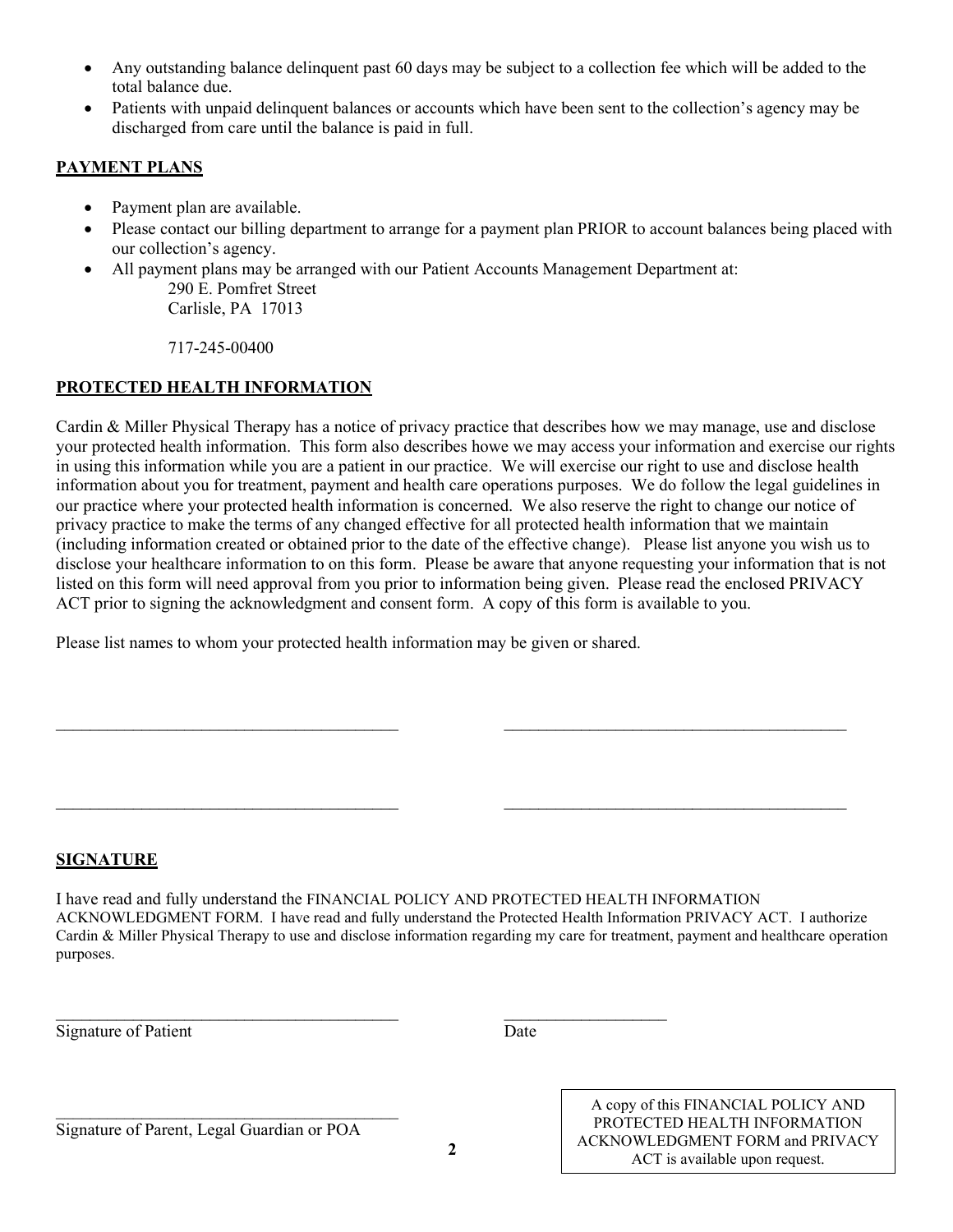- Any outstanding balance delinquent past 60 days may be subject to a collection fee which will be added to the total balance due.
- Patients with unpaid delinquent balances or accounts which have been sent to the collection's agency may be discharged from care until the balance is paid in full.

## PAYMENT PLANS

- Payment plan are available.
- Please contact our billing department to arrange for a payment plan PRIOR to account balances being placed with our collection's agency.
- All payment plans may be arranged with our Patient Accounts Management Department at:
  290 E. Pomfret Street
  Carlisle, PA 17013

  717-245-00400

## PROTECTED HEALTH INFORMATION

Cardin & Miller Physical Therapy has a notice of privacy practice that describes how we may manage, use and disclose your protected health information. This form also describes howe we may access your information and exercise our rights in using this information while you are a patient in our practice. We will exercise our right to use and disclose health information about you for treatment, payment and health care operations purposes. We do follow the legal guidelines in our practice where your protected health information is concerned. We also reserve the right to change our notice of privacy practice to make the terms of any changed effective for all protected health information that we maintain (including information created or obtained prior to the date of the effective change). Please list anyone you wish us to disclose your healthcare information to on this form. Please be aware that anyone requesting your information that is not listed on this form will need approval from you prior to information being given. Please read the enclosed PRIVACY ACT prior to signing the acknowledgment and consent form. A copy of this form is available to you.

Please list names to whom your protected health information may be given or shared.

\_\_\_\_\_\_\_\_\_\_\_\_\_\_\_\_\_\_\_\_\_\_\_\_\_\_\_\_\_\_\_\_\_\_\_\_\_\_\_\_ \_\_\_\_\_\_\_\_\_\_\_\_\_\_\_\_\_\_\_\_\_\_\_\_\_\_\_\_\_\_\_\_\_\_\_\_\_\_\_\_

\_\_\_\_\_\_\_\_\_\_\_\_\_\_\_\_\_\_\_\_\_\_\_\_\_\_\_\_\_\_\_\_\_\_\_\_\_\_\_\_ \_\_\_\_\_\_\_\_\_\_\_\_\_\_\_\_\_\_\_\_\_\_\_\_\_\_\_\_\_\_\_\_\_\_\_\_\_\_\_\_

## SIGNATURE

I have read and fully understand the FINANCIAL POLICY AND PROTECTED HEALTH INFORMATION ACKNOWLEDGMENT FORM. I have read and fully understand the Protected Health Information PRIVACY ACT. I authorize Cardin & Miller Physical Therapy to use and disclose information regarding my care for treatment, payment and healthcare operation purposes.

\_\_\_\_\_\_\_\_\_\_\_\_\_\_\_\_\_\_\_\_\_\_\_\_\_\_\_\_\_\_\_\_\_\_\_\_\_\_\_\_ \_\_\_\_\_\_\_\_\_\_\_\_\_\_\_\_\_\_\_
Signature of Patient Date

\_\_\_\_\_\_\_\_\_\_\_\_\_\_\_\_\_\_\_\_\_\_\_\_\_\_\_\_\_\_\_\_\_\_\_\_\_\_\_\_
Signature of Parent, Legal Guardian or POA

A copy of this FINANCIAL POLICY AND PROTECTED HEALTH INFORMATION ACKNOWLEDGMENT FORM and PRIVACY ACT is available upon request.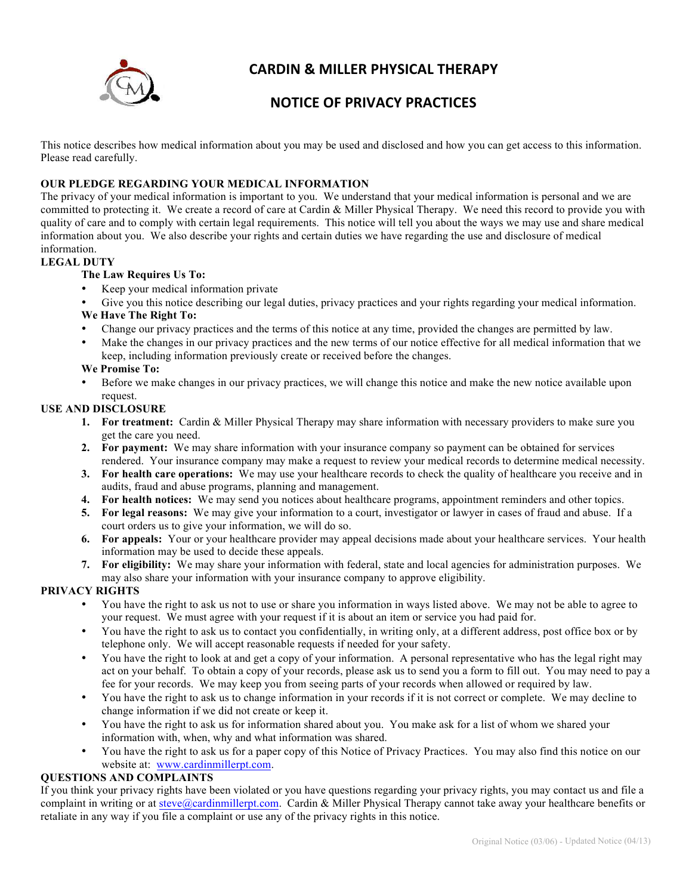# CARDIN & MILLER PHYSICAL THERAPY

## NOTICE OF PRIVACY PRACTICES

This notice describes how medical information about you may be used and disclosed and how you can get access to this information. Please read carefully.

**OUR PLEDGE REGARDING YOUR MEDICAL INFORMATION**

The privacy of your medical information is important to you. We understand that your medical information is personal and we are committed to protecting it. We create a record of care at Cardin & Miller Physical Therapy. We need this record to provide you with quality of care and to comply with certain legal requirements. This notice will tell you about the ways we may use and share medical information about you. We also describe your rights and certain duties we have regarding the use and disclosure of medical information.

**LEGAL DUTY**

**The Law Requires Us To:**

- Keep your medical information private
- Give you this notice describing our legal duties, privacy practices and your rights regarding your medical information.

**We Have The Right To:**

- Change our privacy practices and the terms of this notice at any time, provided the changes are permitted by law.
- Make the changes in our privacy practices and the new terms of our notice effective for all medical information that we keep, including information previously create or received before the changes.

**We Promise To:**

- Before we make changes in our privacy practices, we will change this notice and make the new notice available upon request.

**USE AND DISCLOSURE**

1. **For treatment:** Cardin & Miller Physical Therapy may share information with necessary providers to make sure you get the care you need.
2. **For payment:** We may share information with your insurance company so payment can be obtained for services rendered. Your insurance company may make a request to review your medical records to determine medical necessity.
3. **For health care operations:** We may use your healthcare records to check the quality of healthcare you receive and in audits, fraud and abuse programs, planning and management.
4. **For health notices:** We may send you notices about healthcare programs, appointment reminders and other topics.
5. **For legal reasons:** We may give your information to a court, investigator or lawyer in cases of fraud and abuse. If a court orders us to give your information, we will do so.
6. **For appeals:** Your or your healthcare provider may appeal decisions made about your healthcare services. Your health information may be used to decide these appeals.
7. **For eligibility:** We may share your information with federal, state and local agencies for administration purposes. We may also share your information with your insurance company to approve eligibility.

**PRIVACY RIGHTS**

- You have the right to ask us not to use or share you information in ways listed above. We may not be able to agree to your request. We must agree with your request if it is about an item or service you had paid for.
- You have the right to ask us to contact you confidentially, in writing only, at a different address, post office box or by telephone only. We will accept reasonable requests if needed for your safety.
- You have the right to look at and get a copy of your information. A personal representative who has the legal right may act on your behalf. To obtain a copy of your records, please ask us to send you a form to fill out. You may need to pay a fee for your records. We may keep you from seeing parts of your records when allowed or required by law.
- You have the right to ask us to change information in your records if it is not correct or complete. We may decline to change information if we did not create or keep it.
- You have the right to ask us for information shared about you. You make ask for a list of whom we shared your information with, when, why and what information was shared.
- You have the right to ask us for a paper copy of this Notice of Privacy Practices. You may also find this notice on our website at: www.cardinmillerpt.com.

**QUESTIONS AND COMPLAINTS**

If you think your privacy rights have been violated or you have questions regarding your privacy rights, you may contact us and file a complaint in writing or at steve@cardinmillerpt.com. Cardin & Miller Physical Therapy cannot take away your healthcare benefits or retaliate in any way if you file a complaint or use any of the privacy rights in this notice.

Original Notice (03/06) - Updated Notice (04/13)